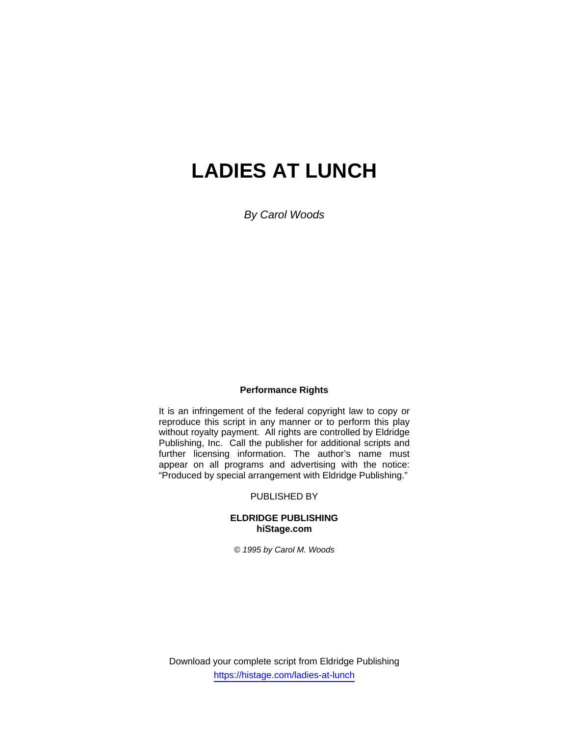# LADIES AT LUNCH

*By Carol Woods*

**Performance Rights**

It is an infringement of the federal copyright law to copy or reproduce this script in any manner or to perform this play without royalty payment. All rights are controlled by Eldridge Publishing, Inc. Call the publisher for additional scripts and further licensing information. The author's name must appear on all programs and advertising with the notice: "Produced by special arrangement with Eldridge Publishing."

PUBLISHED BY

**ELDRIDGE PUBLISHING**
**hiStage.com**

*© 1995 by Carol M. Woods*

Download your complete script from Eldridge Publishing
https://histage.com/ladies-at-lunch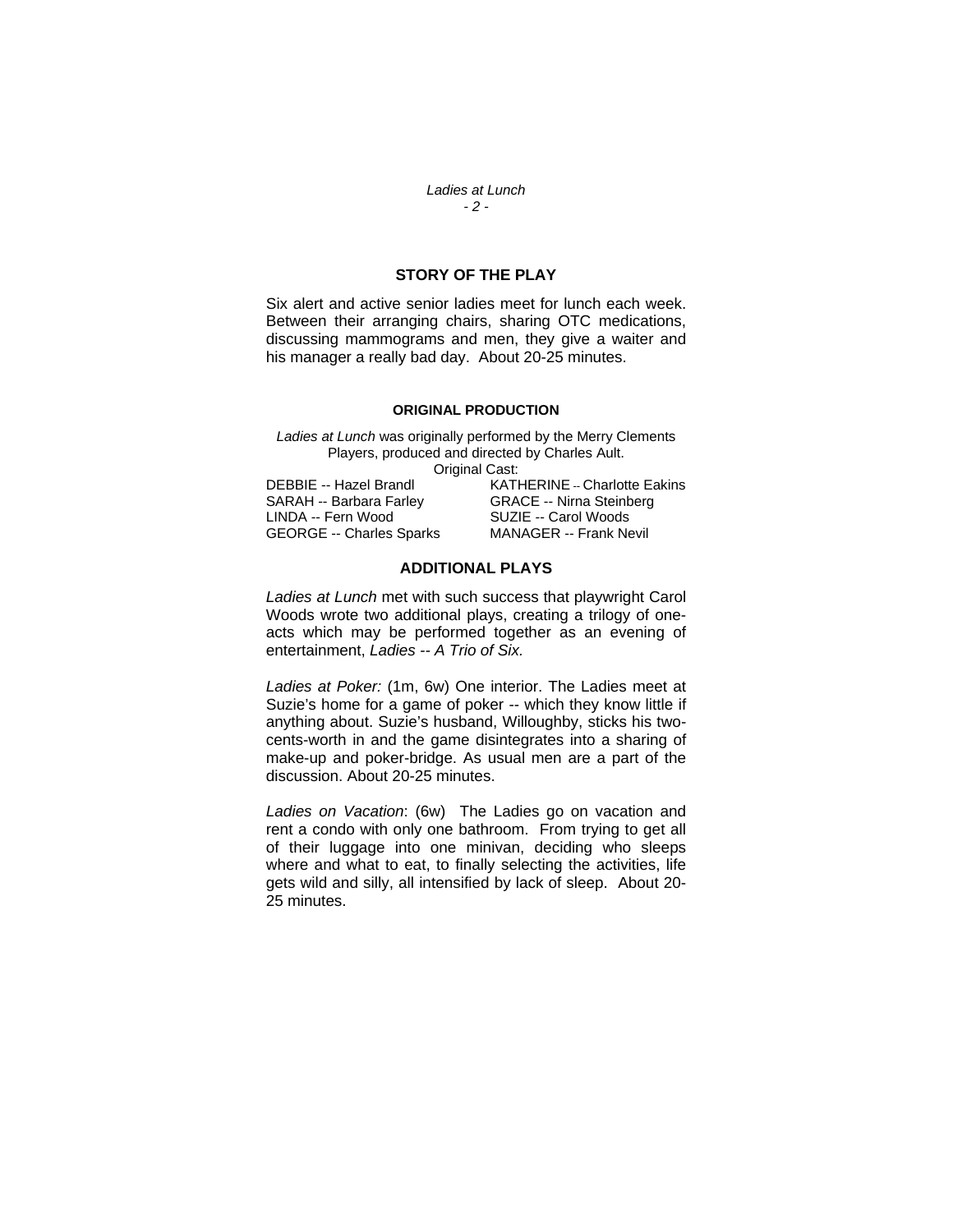## STORY OF THE PLAY

Six alert and active senior ladies meet for lunch each week. Between their arranging chairs, sharing OTC medications, discussing mammograms and men, they give a waiter and his manager a really bad day. About 20-25 minutes.

### ORIGINAL PRODUCTION

*Ladies at Lunch* was originally performed by the Merry Clements Players, produced and directed by Charles Ault.

Original Cast:

| | |
|---|---|
| DEBBIE -- Hazel Brandl | KATHERINE -- Charlotte Eakins |
| SARAH -- Barbara Farley | GRACE -- Nirna Steinberg |
| LINDA -- Fern Wood | SUZIE -- Carol Woods |
| GEORGE -- Charles Sparks | MANAGER -- Frank Nevil |

## ADDITIONAL PLAYS

*Ladies at Lunch* met with such success that playwright Carol Woods wrote two additional plays, creating a trilogy of one-acts which may be performed together as an evening of entertainment, *Ladies -- A Trio of Six.*

*Ladies at Poker:* (1m, 6w) One interior. The Ladies meet at Suzie's home for a game of poker -- which they know little if anything about. Suzie's husband, Willoughby, sticks his two-cents-worth in and the game disintegrates into a sharing of make-up and poker-bridge. As usual men are a part of the discussion. About 20-25 minutes.

*Ladies on Vacation*: (6w) The Ladies go on vacation and rent a condo with only one bathroom. From trying to get all of their luggage into one minivan, deciding who sleeps where and what to eat, to finally selecting the activities, life gets wild and silly, all intensified by lack of sleep. About 20-25 minutes.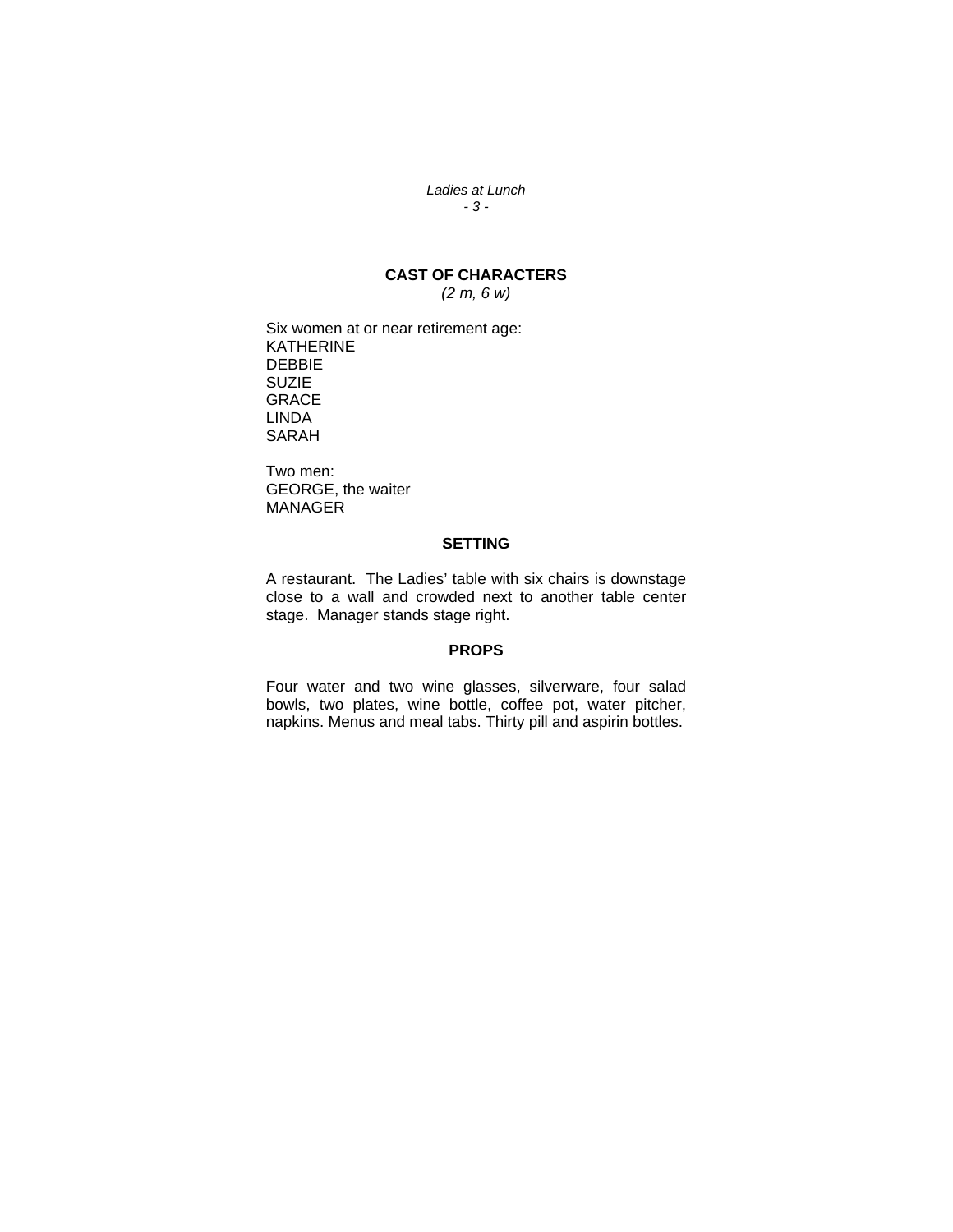## CAST OF CHARACTERS

*(2 m, 6 w)*

Six women at or near retirement age:
KATHERINE
DEBBIE
SUZIE
GRACE
LINDA
SARAH

Two men:
GEORGE, the waiter
MANAGER

## SETTING

A restaurant. The Ladies' table with six chairs is downstage close to a wall and crowded next to another table center stage. Manager stands stage right.

## PROPS

Four water and two wine glasses, silverware, four salad bowls, two plates, wine bottle, coffee pot, water pitcher, napkins. Menus and meal tabs. Thirty pill and aspirin bottles.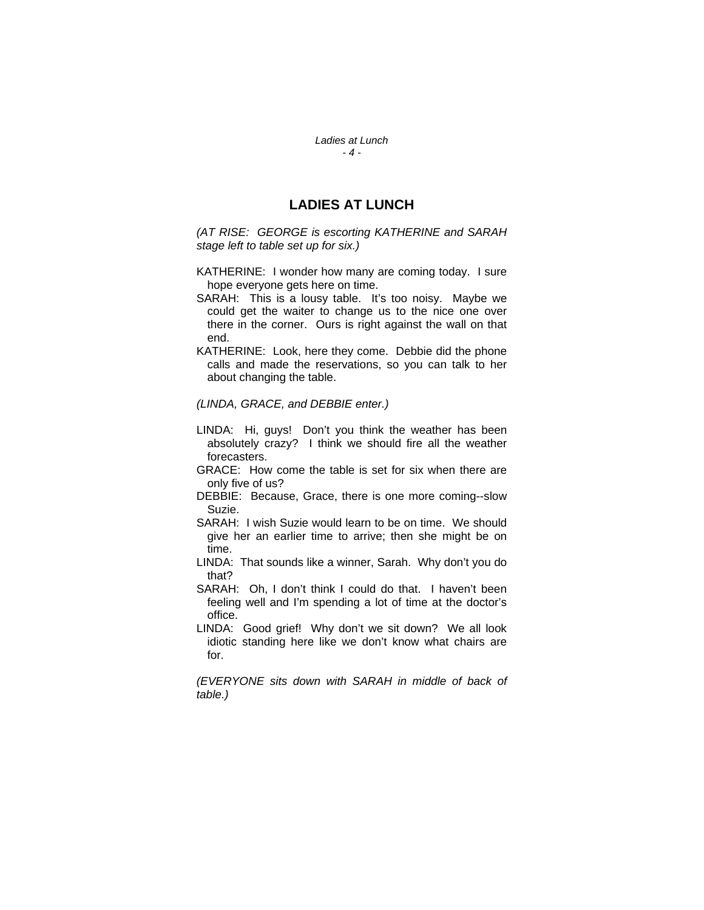## LADIES AT LUNCH

*(AT RISE: GEORGE is escorting KATHERINE and SARAH stage left to table set up for six.)*

KATHERINE: I wonder how many are coming today. I sure hope everyone gets here on time.

SARAH: This is a lousy table. It's too noisy. Maybe we could get the waiter to change us to the nice one over there in the corner. Ours is right against the wall on that end.

KATHERINE: Look, here they come. Debbie did the phone calls and made the reservations, so you can talk to her about changing the table.

*(LINDA, GRACE, and DEBBIE enter.)*

LINDA: Hi, guys! Don't you think the weather has been absolutely crazy? I think we should fire all the weather forecasters.

GRACE: How come the table is set for six when there are only five of us?

DEBBIE: Because, Grace, there is one more coming--slow Suzie.

SARAH: I wish Suzie would learn to be on time. We should give her an earlier time to arrive; then she might be on time.

LINDA: That sounds like a winner, Sarah. Why don't you do that?

SARAH: Oh, I don't think I could do that. I haven't been feeling well and I'm spending a lot of time at the doctor's office.

LINDA: Good grief! Why don't we sit down? We all look idiotic standing here like we don't know what chairs are for.

*(EVERYONE sits down with SARAH in middle of back of table.)*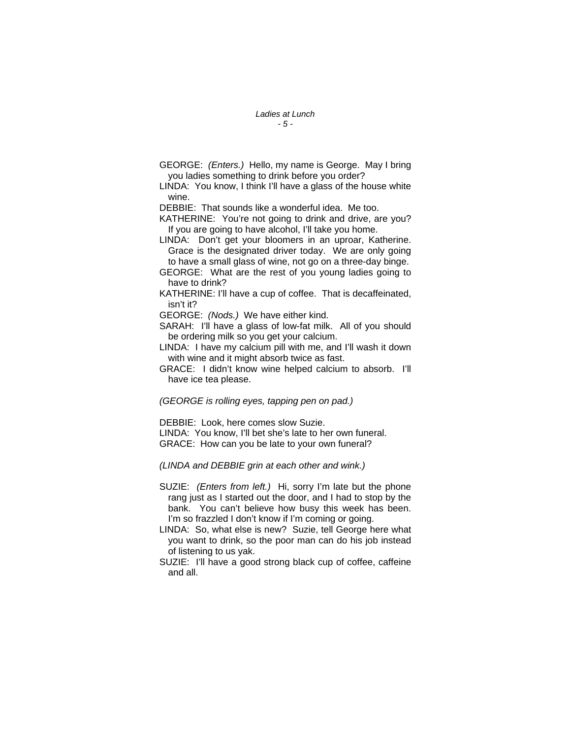GEORGE: *(Enters.)* Hello, my name is George. May I bring you ladies something to drink before you order?

LINDA: You know, I think I'll have a glass of the house white wine.

DEBBIE: That sounds like a wonderful idea. Me too.

KATHERINE: You're not going to drink and drive, are you? If you are going to have alcohol, I'll take you home.

LINDA: Don't get your bloomers in an uproar, Katherine. Grace is the designated driver today. We are only going to have a small glass of wine, not go on a three-day binge.

GEORGE: What are the rest of you young ladies going to have to drink?

KATHERINE: I'll have a cup of coffee. That is decaffeinated, isn't it?

GEORGE: *(Nods.)* We have either kind.

SARAH: I'll have a glass of low-fat milk. All of you should be ordering milk so you get your calcium.

LINDA: I have my calcium pill with me, and I'll wash it down with wine and it might absorb twice as fast.

GRACE: I didn't know wine helped calcium to absorb. I'll have ice tea please.

*(GEORGE is rolling eyes, tapping pen on pad.)*

DEBBIE: Look, here comes slow Suzie.

LINDA: You know, I'll bet she's late to her own funeral.

GRACE: How can you be late to your own funeral?

*(LINDA and DEBBIE grin at each other and wink.)*

SUZIE: *(Enters from left.)* Hi, sorry I'm late but the phone rang just as I started out the door, and I had to stop by the bank. You can't believe how busy this week has been. I'm so frazzled I don't know if I'm coming or going.

LINDA: So, what else is new? Suzie, tell George here what you want to drink, so the poor man can do his job instead of listening to us yak.

SUZIE: I'll have a good strong black cup of coffee, caffeine and all.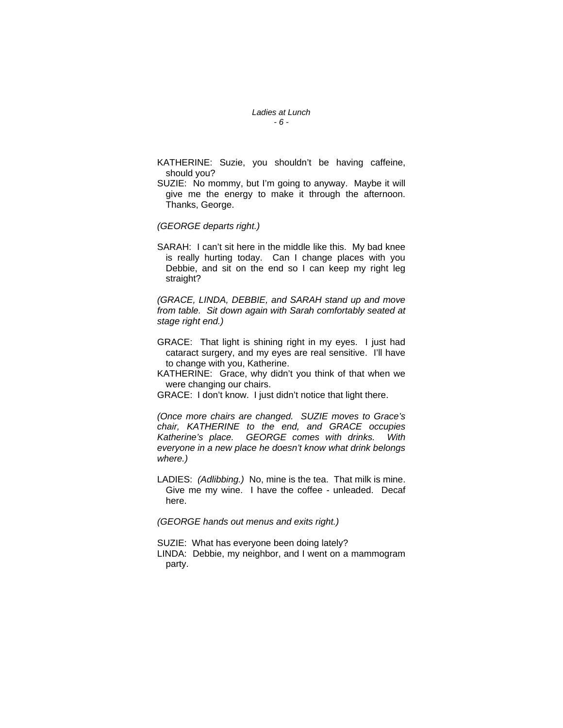KATHERINE: Suzie, you shouldn't be having caffeine, should you?

SUZIE: No mommy, but I'm going to anyway. Maybe it will give me the energy to make it through the afternoon. Thanks, George.

*(GEORGE departs right.)*

SARAH: I can't sit here in the middle like this. My bad knee is really hurting today. Can I change places with you Debbie, and sit on the end so I can keep my right leg straight?

*(GRACE, LINDA, DEBBIE, and SARAH stand up and move from table. Sit down again with Sarah comfortably seated at stage right end.)*

GRACE: That light is shining right in my eyes. I just had cataract surgery, and my eyes are real sensitive. I'll have to change with you, Katherine.

KATHERINE: Grace, why didn't you think of that when we were changing our chairs.

GRACE: I don't know. I just didn't notice that light there.

*(Once more chairs are changed. SUZIE moves to Grace's chair, KATHERINE to the end, and GRACE occupies Katherine's place. GEORGE comes with drinks. With everyone in a new place he doesn't know what drink belongs where.)*

LADIES: *(Adlibbing.)* No, mine is the tea. That milk is mine. Give me my wine. I have the coffee - unleaded. Decaf here.

*(GEORGE hands out menus and exits right.)*

SUZIE: What has everyone been doing lately?

LINDA: Debbie, my neighbor, and I went on a mammogram party.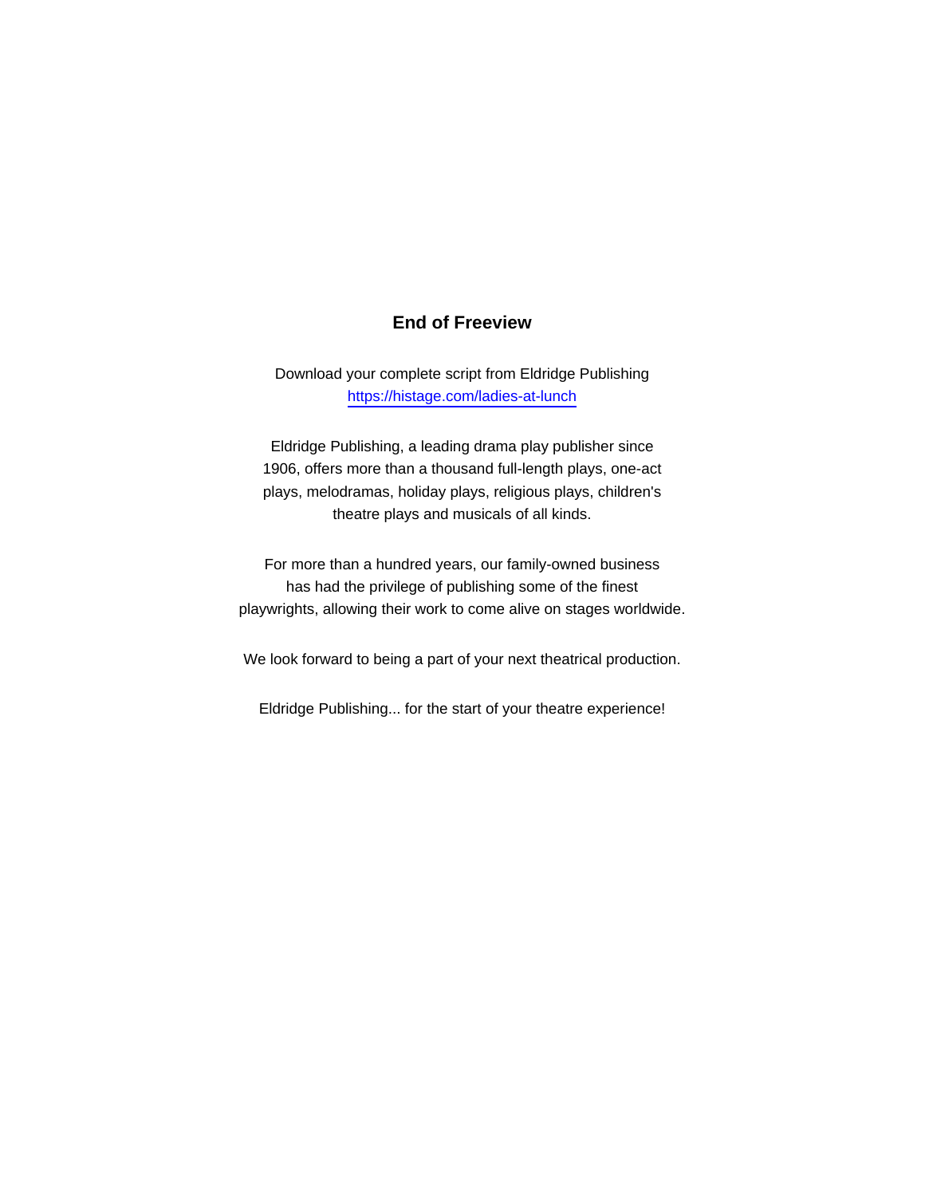## End of Freeview

Download your complete script from Eldridge Publishing
https://histage.com/ladies-at-lunch

Eldridge Publishing, a leading drama play publisher since 1906, offers more than a thousand full-length plays, one-act plays, melodramas, holiday plays, religious plays, children's theatre plays and musicals of all kinds.

For more than a hundred years, our family-owned business has had the privilege of publishing some of the finest playwrights, allowing their work to come alive on stages worldwide.

We look forward to being a part of your next theatrical production.

Eldridge Publishing... for the start of your theatre experience!